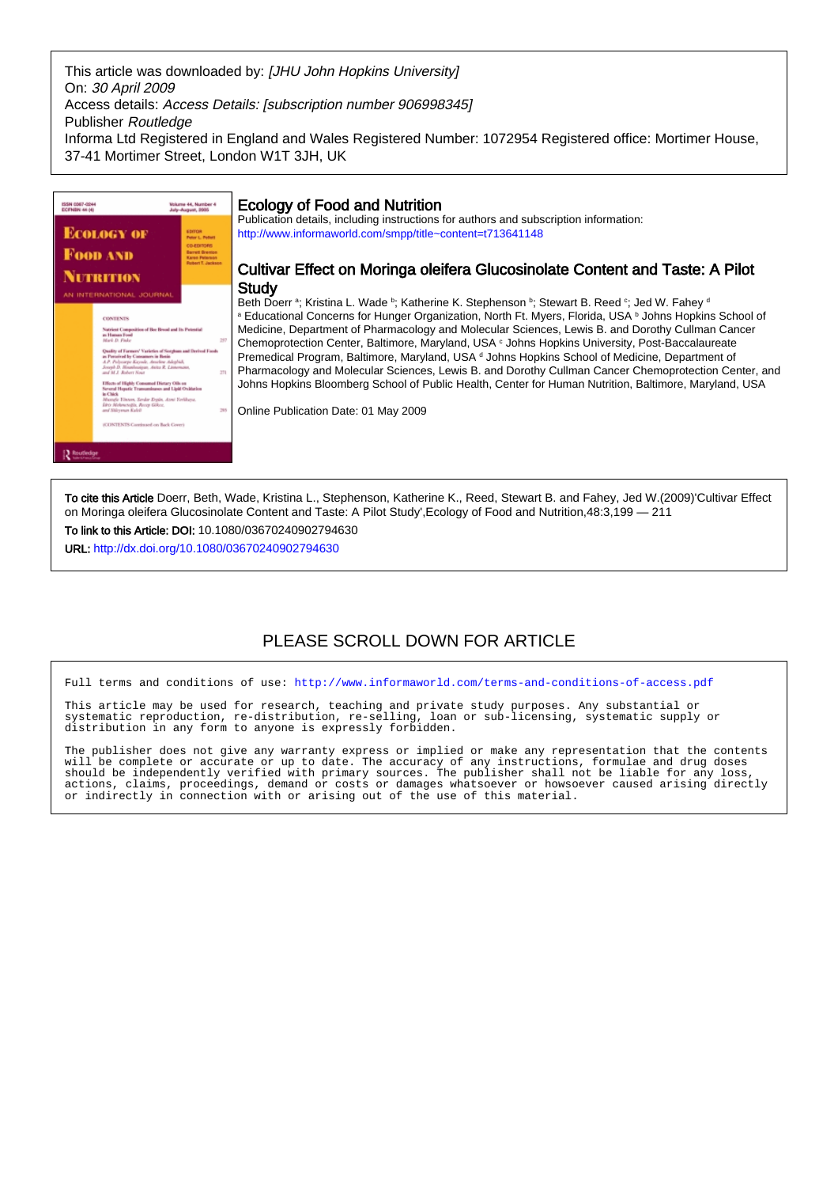This article was downloaded by: *[JHU John Hopkins University]*
On: *30 April 2009*
Access details: *Access Details: [subscription number 906998345]*
Publisher *Routledge*
Informa Ltd Registered in England and Wales Registered Number: 1072954 Registered office: Mortimer House, 37-41 Mortimer Street, London W1T 3JH, UK

## Ecology of Food and Nutrition

Publication details, including instructions for authors and subscription information:
http://www.informaworld.com/smpp/title~content=t713641148

# Cultivar Effect on Moringa oleifera Glucosinolate Content and Taste: A Pilot Study

Beth Doerr [a]; Kristina L. Wade [b]; Katherine K. Stephenson [b]; Stewart B. Reed [c]; Jed W. Fahey [d]

[a] Educational Concerns for Hunger Organization, North Ft. Myers, Florida, USA [b] Johns Hopkins School of Medicine, Department of Pharmacology and Molecular Sciences, Lewis B. and Dorothy Cullman Cancer Chemoprotection Center, Baltimore, Maryland, USA [c] Johns Hopkins University, Post-Baccalaureate Premedical Program, Baltimore, Maryland, USA [d] Johns Hopkins School of Medicine, Department of Pharmacology and Molecular Sciences, Lewis B. and Dorothy Cullman Cancer Chemoprotection Center, and Johns Hopkins Bloomberg School of Public Health, Center for Human Nutrition, Baltimore, Maryland, USA

Online Publication Date: 01 May 2009

**To cite this Article** Doerr, Beth, Wade, Kristina L., Stephenson, Katherine K., Reed, Stewart B. and Fahey, Jed W.(2009)'Cultivar Effect on Moringa oleifera Glucosinolate Content and Taste: A Pilot Study',Ecology of Food and Nutrition,48:3,199 — 211

**To link to this Article: DOI:** 10.1080/03670240902794630

**URL:** http://dx.doi.org/10.1080/03670240902794630

PLEASE SCROLL DOWN FOR ARTICLE

Full terms and conditions of use: http://www.informaworld.com/terms-and-conditions-of-access.pdf

This article may be used for research, teaching and private study purposes. Any substantial or systematic reproduction, re-distribution, re-selling, loan or sub-licensing, systematic supply or distribution in any form to anyone is expressly forbidden.

The publisher does not give any warranty express or implied or make any representation that the contents will be complete or accurate or up to date. The accuracy of any instructions, formulae and drug doses should be independently verified with primary sources. The publisher shall not be liable for any loss, actions, claims, proceedings, demand or costs or damages whatsoever or howsoever caused arising directly or indirectly in connection with or arising out of the use of this material.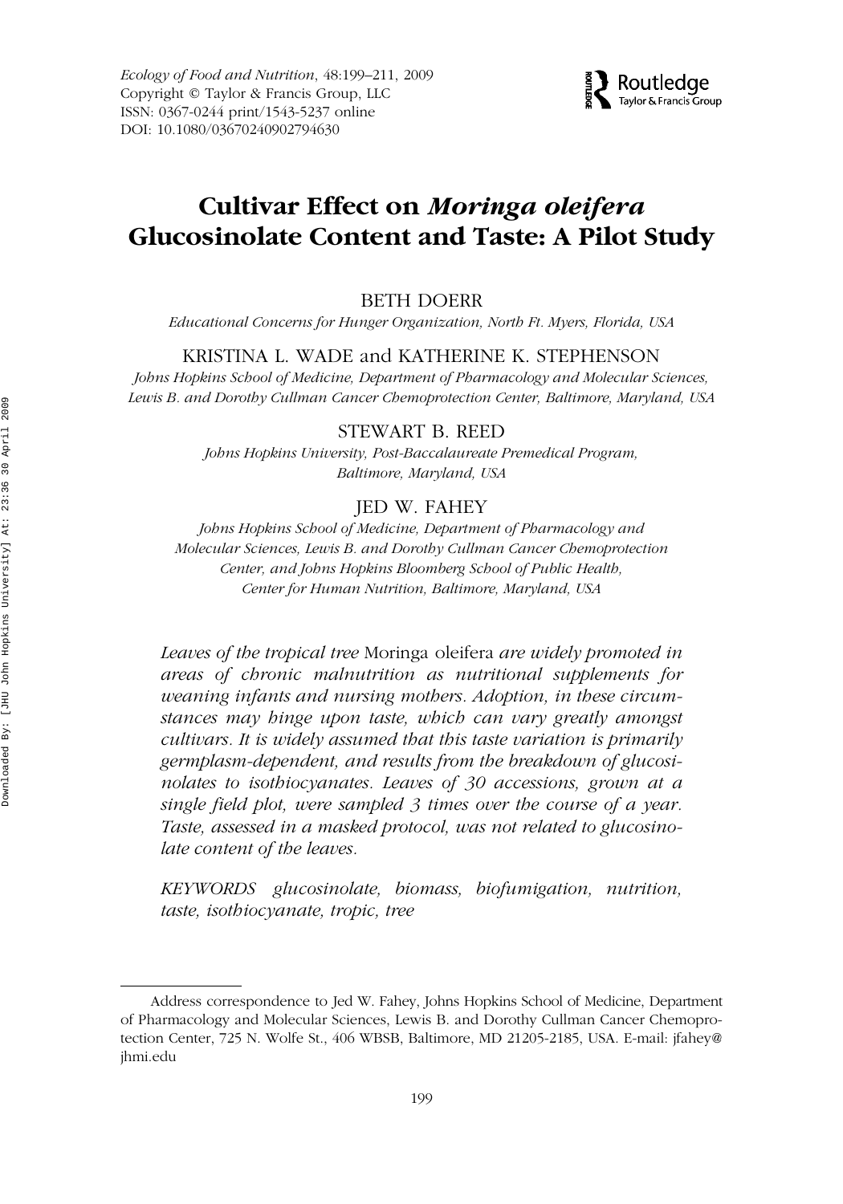# Cultivar Effect on *Moringa oleifera* Glucosinolate Content and Taste: A Pilot Study

BETH DOERR

*Educational Concerns for Hunger Organization, North Ft. Myers, Florida, USA*

KRISTINA L. WADE and KATHERINE K. STEPHENSON

*Johns Hopkins School of Medicine, Department of Pharmacology and Molecular Sciences, Lewis B. and Dorothy Cullman Cancer Chemoprotection Center, Baltimore, Maryland, USA*

STEWART B. REED

*Johns Hopkins University, Post-Baccalaureate Premedical Program, Baltimore, Maryland, USA*

JED W. FAHEY

*Johns Hopkins School of Medicine, Department of Pharmacology and Molecular Sciences, Lewis B. and Dorothy Cullman Cancer Chemoprotection Center, and Johns Hopkins Bloomberg School of Public Health, Center for Human Nutrition, Baltimore, Maryland, USA*

*Leaves of the tropical tree* Moringa oleifera *are widely promoted in areas of chronic malnutrition as nutritional supplements for weaning infants and nursing mothers. Adoption, in these circumstances may hinge upon taste, which can vary greatly amongst cultivars. It is widely assumed that this taste variation is primarily germplasm-dependent, and results from the breakdown of glucosinolates to isothiocyanates. Leaves of 30 accessions, grown at a single field plot, were sampled 3 times over the course of a year. Taste, assessed in a masked protocol, was not related to glucosinolate content of the leaves.*

*KEYWORDS glucosinolate, biomass, biofumigation, nutrition, taste, isothiocyanate, tropic, tree*

Address correspondence to Jed W. Fahey, Johns Hopkins School of Medicine, Department of Pharmacology and Molecular Sciences, Lewis B. and Dorothy Cullman Cancer Chemoprotection Center, 725 N. Wolfe St., 406 WBSB, Baltimore, MD 21205-2185, USA. E-mail: jfahey@jhmi.edu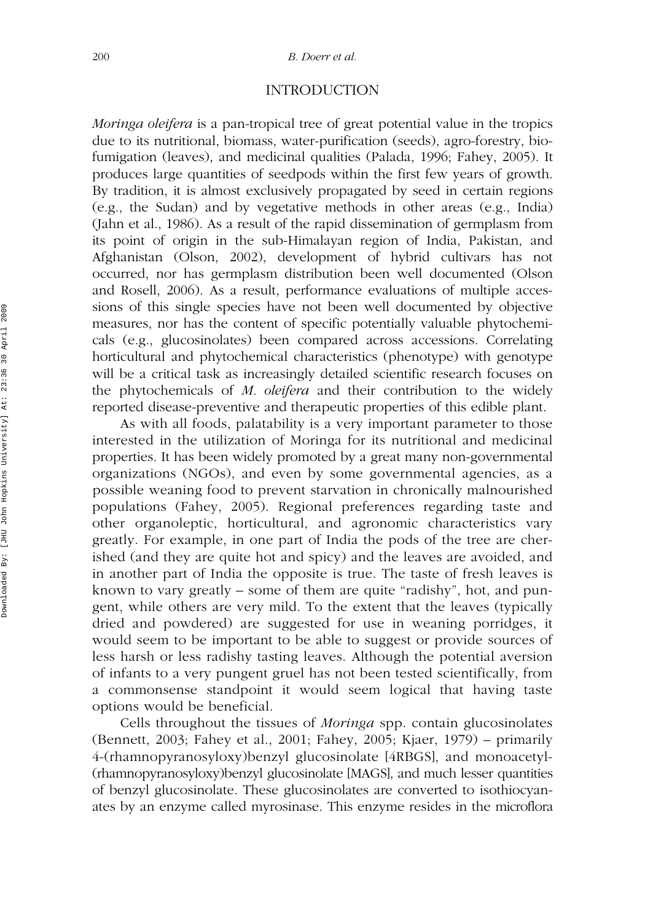## INTRODUCTION

*Moringa oleifera* is a pan-tropical tree of great potential value in the tropics due to its nutritional, biomass, water-purification (seeds), agro-forestry, bio-fumigation (leaves), and medicinal qualities (Palada, 1996; Fahey, 2005). It produces large quantities of seedpods within the first few years of growth. By tradition, it is almost exclusively propagated by seed in certain regions (e.g., the Sudan) and by vegetative methods in other areas (e.g., India) (Jahn et al., 1986). As a result of the rapid dissemination of germplasm from its point of origin in the sub-Himalayan region of India, Pakistan, and Afghanistan (Olson, 2002), development of hybrid cultivars has not occurred, nor has germplasm distribution been well documented (Olson and Rosell, 2006). As a result, performance evaluations of multiple accessions of this single species have not been well documented by objective measures, nor has the content of specific potentially valuable phytochemicals (e.g., glucosinolates) been compared across accessions. Correlating horticultural and phytochemical characteristics (phenotype) with genotype will be a critical task as increasingly detailed scientific research focuses on the phytochemicals of *M. oleifera* and their contribution to the widely reported disease-preventive and therapeutic properties of this edible plant.

As with all foods, palatability is a very important parameter to those interested in the utilization of Moringa for its nutritional and medicinal properties. It has been widely promoted by a great many non-governmental organizations (NGOs), and even by some governmental agencies, as a possible weaning food to prevent starvation in chronically malnourished populations (Fahey, 2005). Regional preferences regarding taste and other organoleptic, horticultural, and agronomic characteristics vary greatly. For example, in one part of India the pods of the tree are cherished (and they are quite hot and spicy) and the leaves are avoided, and in another part of India the opposite is true. The taste of fresh leaves is known to vary greatly – some of them are quite "radishy", hot, and pungent, while others are very mild. To the extent that the leaves (typically dried and powdered) are suggested for use in weaning porridges, it would seem to be important to be able to suggest or provide sources of less harsh or less radishy tasting leaves. Although the potential aversion of infants to a very pungent gruel has not been tested scientifically, from a commonsense standpoint it would seem logical that having taste options would be beneficial.

Cells throughout the tissues of *Moringa* spp. contain glucosinolates (Bennett, 2003; Fahey et al., 2001; Fahey, 2005; Kjaer, 1979) – primarily 4-(rhamnopyranosyloxy)benzyl glucosinolate [4RBGS], and monoacetyl-(rhamnopyranosyloxy)benzyl glucosinolate [MAGS], and much lesser quantities of benzyl glucosinolate. These glucosinolates are converted to isothiocyanates by an enzyme called myrosinase. This enzyme resides in the microflora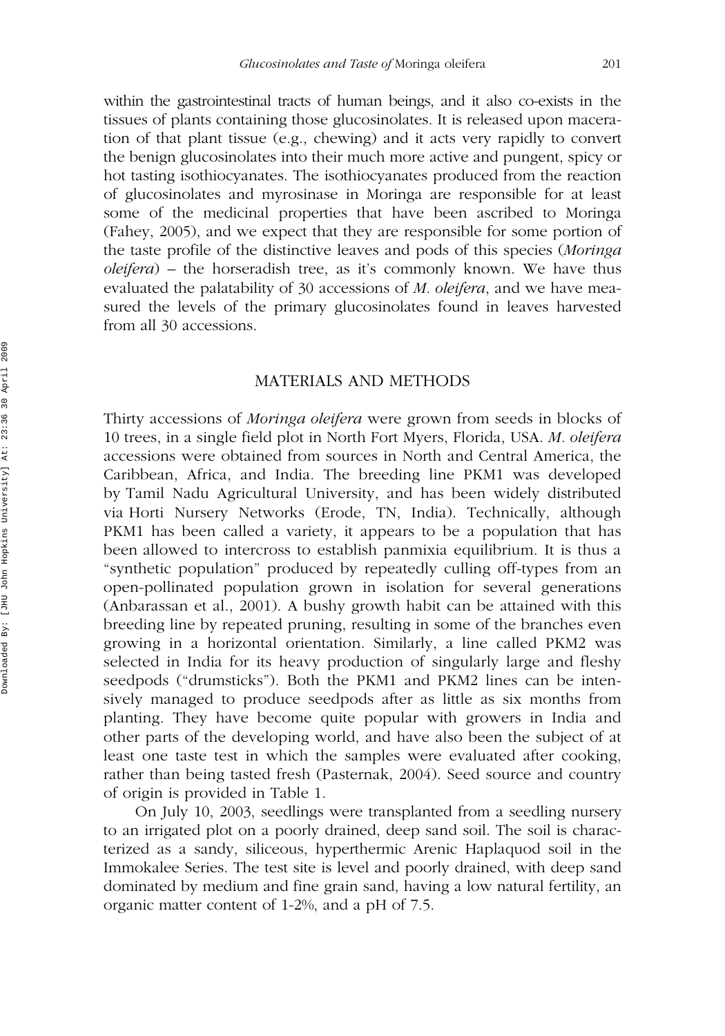within the gastrointestinal tracts of human beings, and it also co-exists in the tissues of plants containing those glucosinolates. It is released upon maceration of that plant tissue (e.g., chewing) and it acts very rapidly to convert the benign glucosinolates into their much more active and pungent, spicy or hot tasting isothiocyanates. The isothiocyanates produced from the reaction of glucosinolates and myrosinase in Moringa are responsible for at least some of the medicinal properties that have been ascribed to Moringa (Fahey, 2005), and we expect that they are responsible for some portion of the taste profile of the distinctive leaves and pods of this species (*Moringa oleifera*) – the horseradish tree, as it's commonly known. We have thus evaluated the palatability of 30 accessions of *M. oleifera*, and we have measured the levels of the primary glucosinolates found in leaves harvested from all 30 accessions.

## MATERIALS AND METHODS

Thirty accessions of *Moringa oleifera* were grown from seeds in blocks of 10 trees, in a single field plot in North Fort Myers, Florida, USA. *M. oleifera* accessions were obtained from sources in North and Central America, the Caribbean, Africa, and India. The breeding line PKM1 was developed by Tamil Nadu Agricultural University, and has been widely distributed via Horti Nursery Networks (Erode, TN, India). Technically, although PKM1 has been called a variety, it appears to be a population that has been allowed to intercross to establish panmixia equilibrium. It is thus a "synthetic population" produced by repeatedly culling off-types from an open-pollinated population grown in isolation for several generations (Anbarassan et al., 2001). A bushy growth habit can be attained with this breeding line by repeated pruning, resulting in some of the branches even growing in a horizontal orientation. Similarly, a line called PKM2 was selected in India for its heavy production of singularly large and fleshy seedpods ("drumsticks"). Both the PKM1 and PKM2 lines can be intensively managed to produce seedpods after as little as six months from planting. They have become quite popular with growers in India and other parts of the developing world, and have also been the subject of at least one taste test in which the samples were evaluated after cooking, rather than being tasted fresh (Pasternak, 2004). Seed source and country of origin is provided in Table 1.

On July 10, 2003, seedlings were transplanted from a seedling nursery to an irrigated plot on a poorly drained, deep sand soil. The soil is characterized as a sandy, siliceous, hyperthermic Arenic Haplaquod soil in the Immokalee Series. The test site is level and poorly drained, with deep sand dominated by medium and fine grain sand, having a low natural fertility, an organic matter content of 1-2%, and a pH of 7.5.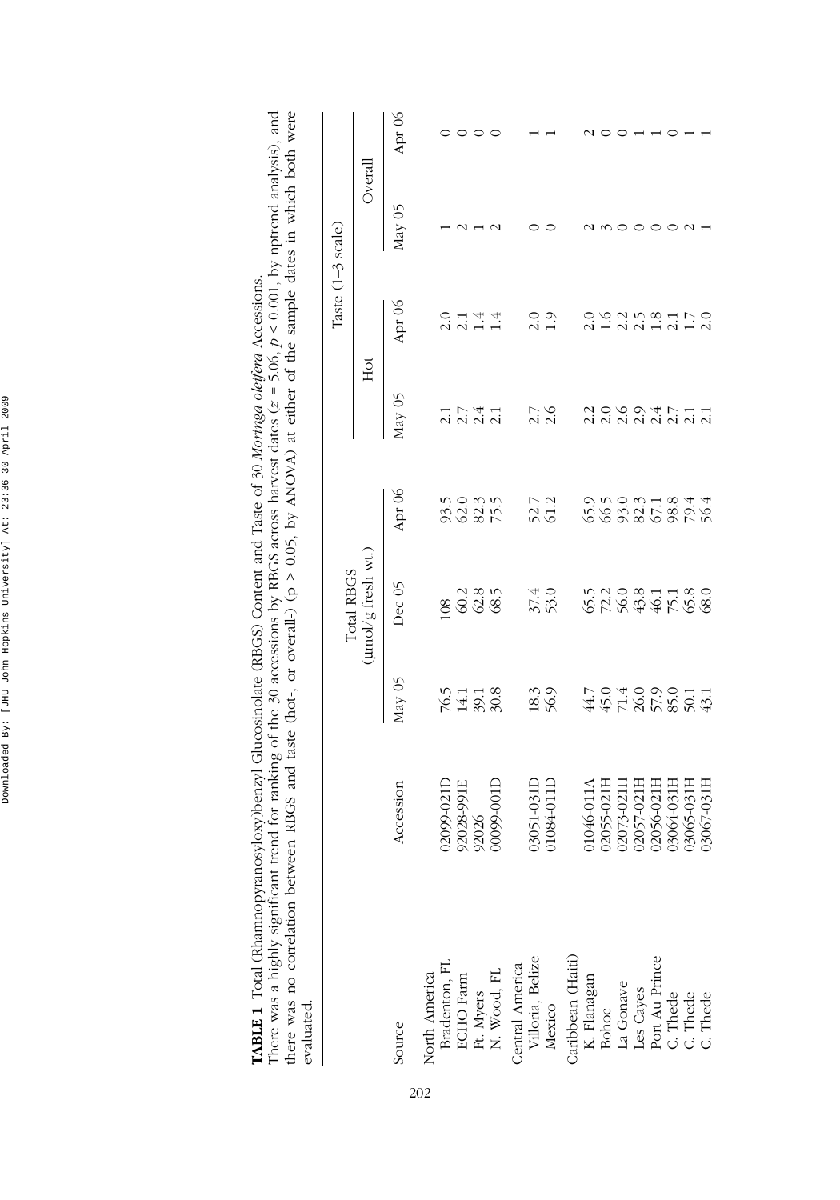**TABLE 1** Total (Rhamnopyranosyloxy)benzyl Glucosinolate (RBGS) Content and Taste of 30 *Moringa oleifera* Accessions. There was a highly significant trend for ranking of the 30 accessions by RBGS across harvest dates ($z = 5.06$, $p < 0.001$, by nptrend analysis), and there was no correlation between RBGS and taste (hot-, or overall-) ($p > 0.05$, by ANOVA) at either of the sample dates in which both were evaluated.

| | | Total RBGS (μmol/g fresh wt.) | | | Taste (1–3 scale) | | | |
|---|---|---|---|---|---|---|---|---|
| | | | | | Hot | | Overall | |
| Source | Accession | May 05 | Dec 05 | Apr 06 | May 05 | Apr 06 | May 05 | Apr 06 |
| North America | | | | | | | | |
| Bradenton, FL | 02099-021D | 76.5 | 108 | 93.5 | 2.1 | 2.0 | 1 | 0 |
| ECHO Farm | 92028-991E | 14.1 | 60.2 | 62.0 | 2.7 | 2.1 | 2 | 0 |
| Ft. Myers | 92026 | 39.1 | 62.8 | 82.3 | 2.4 | 1.4 | 1 | 0 |
| N. Wood, FL | 00099-001D | 30.8 | 68.5 | 75.5 | 2.1 | 1.4 | 2 | 0 |
| Central America | | | | | | | | |
| Villoria, Belize | 03051-031D | 18.3 | 37.4 | 52.7 | 2.7 | 2.0 | 0 | 1 |
| Mexico | 01084-011D | 56.9 | 53.0 | 61.2 | 2.6 | 1.9 | 0 | 1 |
| Caribbean (Haiti) | | | | | | | | |
| K. Flanagan | 01046-011A | 44.7 | 65.5 | 65.9 | 2.2 | 2.0 | 2 | 2 |
| Bohoc | 02055-021H | 45.0 | 72.2 | 66.5 | 2.0 | 1.6 | 3 | 0 |
| La Gonave | 02073-021H | 71.4 | 56.0 | 93.0 | 2.6 | 2.2 | 0 | 0 |
| Les Cayes | 02057-021H | 26.0 | 43.8 | 82.3 | 2.9 | 2.5 | 0 | 1 |
| Port Au Prince | 02056-021H | 57.9 | 46.1 | 67.1 | 2.4 | 1.8 | 0 | 1 |
| C. Thede | 03064-031H | 85.0 | 75.1 | 98.8 | 2.7 | 2.1 | 0 | 0 |
| C. Thede | 03065-031H | 50.1 | 65.8 | 79.4 | 2.1 | 1.7 | 2 | 1 |
| C. Thede | 03067-031H | 43.1 | 68.0 | 56.4 | 2.1 | 2.0 | 1 | 1 |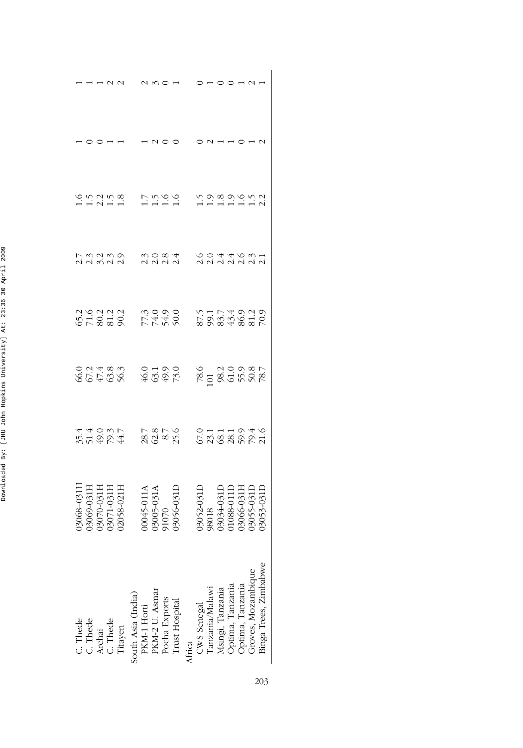| | | | | | | | | |
|---|---|---|---|---|---|---|---|---|
| C. Thede | 03068–031H | 35.4 | 66.0 | 65.2 | 2.7 | 1.6 | 1 | 1 |
| C. Thede | 03069-031H | 51.4 | 67.2 | 71.6 | 2.3 | 1.5 | 0 | 1 |
| Archai | 03070-031H | 49.0 | 47.4 | 80.2 | 3.2 | 2.2 | 0 | 1 |
| C. Thede | 03071-031H | 79.3 | 63.8 | 81.2 | 2.3 | 1.5 | 1 | 2 |
| Titayen | 02058-021H | 44.7 | 56.3 | 90.2 | 2.9 | 1.8 | 1 | 2 |
| South Asia (India) | | | | | | | | |
| PKM-1 Horti | 00045-011A | 28.7 | 46.0 | 77.3 | 2.3 | 1.7 | 1 | 2 |
| PKM-2 U. Asmar | 03005-031A | 62.8 | 63.1 | 74.0 | 2.0 | 1.5 | 2 | 3 |
| Pocha Exports | 91070 | 8.7 | 49.9 | 54.9 | 2.8 | 1.6 | 0 | 0 |
| Trust Hospital | 03056-031D | 25.6 | 73.0 | 50.0 | 2.4 | 1.6 | 0 | 1 |
| Africa | | | | | | | | |
| CWS Senegal | 03052-031D | 67.0 | 78.6 | 87.5 | 2.6 | 1.5 | 0 | 0 |
| Tanzania/Malawi | 98018 | 23.1 | 101 | 99.1 | 2.0 | 1.9 | 2 | 1 |
| Msingi, Tanzania | 03034-031D | 68.1 | 98.2 | 83.7 | 2.4 | 1.8 | 1 | 0 |
| Optima, Tanzania | 01088-011D | 28.1 | 61.0 | 43.4 | 2.4 | 1.9 | 1 | 0 |
| Optima, Tanzania | 03066-031H | 59.9 | 55.9 | 86.9 | 2.6 | 1.6 | 0 | 1 |
| Groves, Mozambique | 03055-031D | 79.4 | 50.8 | 81.2 | 2.3 | 1.5 | 1 | 2 |
| Binga Trees, Zimbabwe | 03053-031D | 21.6 | 78.7 | 70.9 | 2.1 | 2.2 | 2 | 1 |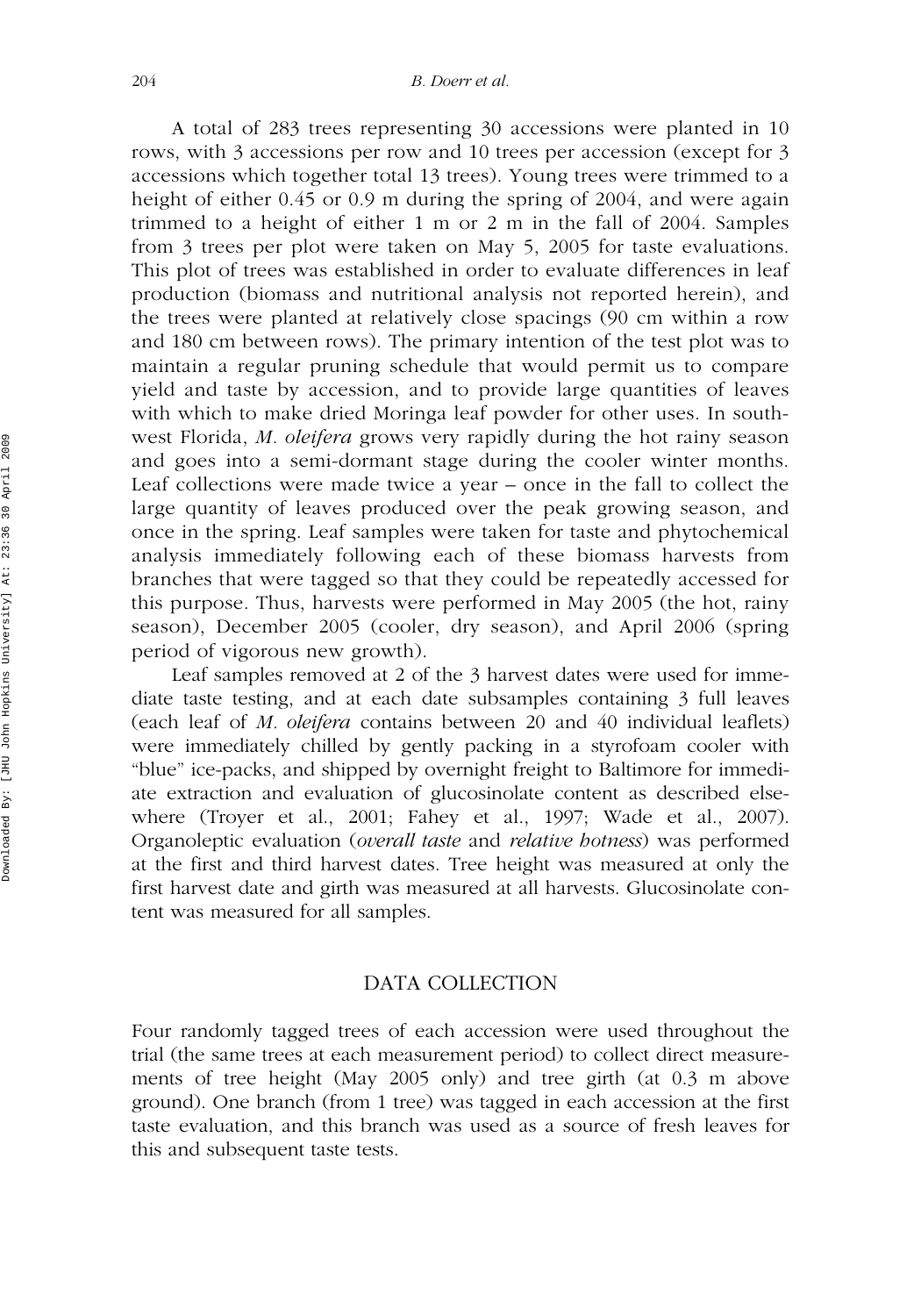A total of 283 trees representing 30 accessions were planted in 10 rows, with 3 accessions per row and 10 trees per accession (except for 3 accessions which together total 13 trees). Young trees were trimmed to a height of either 0.45 or 0.9 m during the spring of 2004, and were again trimmed to a height of either 1 m or 2 m in the fall of 2004. Samples from 3 trees per plot were taken on May 5, 2005 for taste evaluations. This plot of trees was established in order to evaluate differences in leaf production (biomass and nutritional analysis not reported herein), and the trees were planted at relatively close spacings (90 cm within a row and 180 cm between rows). The primary intention of the test plot was to maintain a regular pruning schedule that would permit us to compare yield and taste by accession, and to provide large quantities of leaves with which to make dried Moringa leaf powder for other uses. In southwest Florida, *M. oleifera* grows very rapidly during the hot rainy season and goes into a semi-dormant stage during the cooler winter months. Leaf collections were made twice a year – once in the fall to collect the large quantity of leaves produced over the peak growing season, and once in the spring. Leaf samples were taken for taste and phytochemical analysis immediately following each of these biomass harvests from branches that were tagged so that they could be repeatedly accessed for this purpose. Thus, harvests were performed in May 2005 (the hot, rainy season), December 2005 (cooler, dry season), and April 2006 (spring period of vigorous new growth).

Leaf samples removed at 2 of the 3 harvest dates were used for immediate taste testing, and at each date subsamples containing 3 full leaves (each leaf of *M. oleifera* contains between 20 and 40 individual leaflets) were immediately chilled by gently packing in a styrofoam cooler with "blue" ice-packs, and shipped by overnight freight to Baltimore for immediate extraction and evaluation of glucosinolate content as described elsewhere (Troyer et al., 2001; Fahey et al., 1997; Wade et al., 2007). Organoleptic evaluation (*overall taste* and *relative hotness*) was performed at the first and third harvest dates. Tree height was measured at only the first harvest date and girth was measured at all harvests. Glucosinolate content was measured for all samples.

## DATA COLLECTION

Four randomly tagged trees of each accession were used throughout the trial (the same trees at each measurement period) to collect direct measurements of tree height (May 2005 only) and tree girth (at 0.3 m above ground). One branch (from 1 tree) was tagged in each accession at the first taste evaluation, and this branch was used as a source of fresh leaves for this and subsequent taste tests.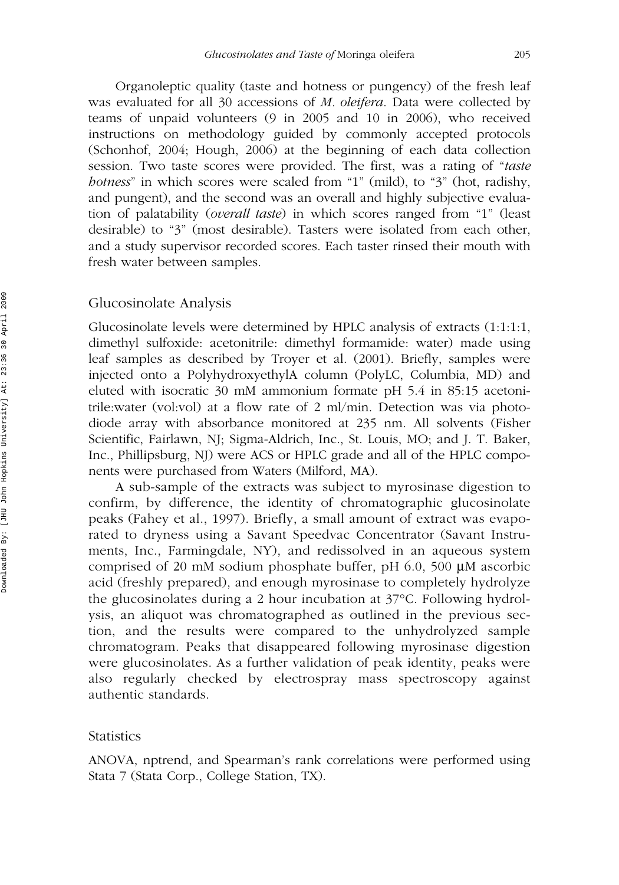Organoleptic quality (taste and hotness or pungency) of the fresh leaf was evaluated for all 30 accessions of *M. oleifera*. Data were collected by teams of unpaid volunteers (9 in 2005 and 10 in 2006), who received instructions on methodology guided by commonly accepted protocols (Schonhof, 2004; Hough, 2006) at the beginning of each data collection session. Two taste scores were provided. The first, was a rating of "*taste hotness*" in which scores were scaled from "1" (mild), to "3" (hot, radishy, and pungent), and the second was an overall and highly subjective evaluation of palatability (*overall taste*) in which scores ranged from "1" (least desirable) to "3" (most desirable). Tasters were isolated from each other, and a study supervisor recorded scores. Each taster rinsed their mouth with fresh water between samples.

## Glucosinolate Analysis

Glucosinolate levels were determined by HPLC analysis of extracts (1:1:1:1, dimethyl sulfoxide: acetonitrile: dimethyl formamide: water) made using leaf samples as described by Troyer et al. (2001). Briefly, samples were injected onto a PolyhydroxyethylA column (PolyLC, Columbia, MD) and eluted with isocratic 30 mM ammonium formate pH 5.4 in 85:15 acetonitrile:water (vol:vol) at a flow rate of 2 ml/min. Detection was via photodiode array with absorbance monitored at 235 nm. All solvents (Fisher Scientific, Fairlawn, NJ; Sigma-Aldrich, Inc., St. Louis, MO; and J. T. Baker, Inc., Phillipsburg, NJ) were ACS or HPLC grade and all of the HPLC components were purchased from Waters (Milford, MA).

A sub-sample of the extracts was subject to myrosinase digestion to confirm, by difference, the identity of chromatographic glucosinolate peaks (Fahey et al., 1997). Briefly, a small amount of extract was evaporated to dryness using a Savant Speedvac Concentrator (Savant Instruments, Inc., Farmingdale, NY), and redissolved in an aqueous system comprised of 20 mM sodium phosphate buffer, pH 6.0, 500 μM ascorbic acid (freshly prepared), and enough myrosinase to completely hydrolyze the glucosinolates during a 2 hour incubation at 37°C. Following hydrolysis, an aliquot was chromatographed as outlined in the previous section, and the results were compared to the unhydrolyzed sample chromatogram. Peaks that disappeared following myrosinase digestion were glucosinolates. As a further validation of peak identity, peaks were also regularly checked by electrospray mass spectroscopy against authentic standards.

## Statistics

ANOVA, nptrend, and Spearman's rank correlations were performed using Stata 7 (Stata Corp., College Station, TX).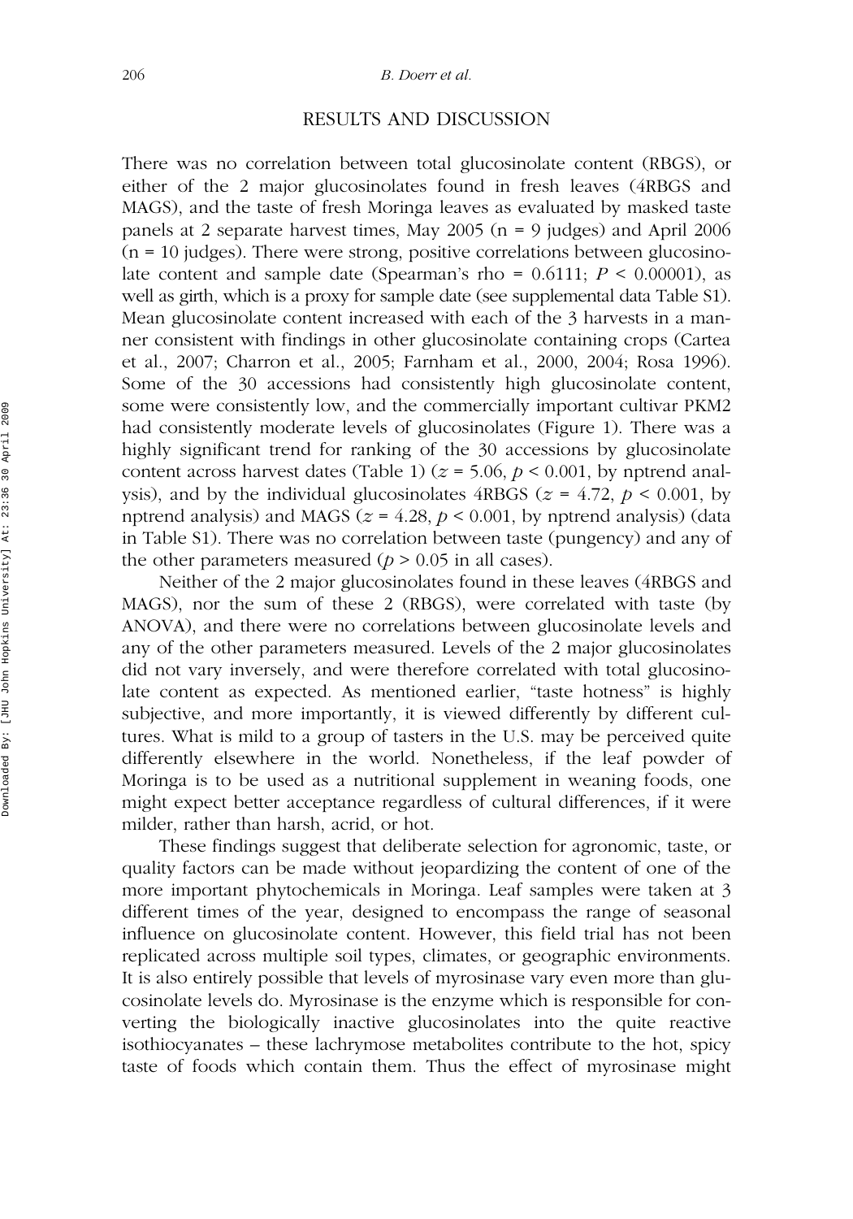## RESULTS AND DISCUSSION

There was no correlation between total glucosinolate content (RBGS), or either of the 2 major glucosinolates found in fresh leaves (4RBGS and MAGS), and the taste of fresh Moringa leaves as evaluated by masked taste panels at 2 separate harvest times, May 2005 (n = 9 judges) and April 2006 (n = 10 judges). There were strong, positive correlations between glucosinolate content and sample date (Spearman's rho = 0.6111; $P < 0.00001$), as well as girth, which is a proxy for sample date (see supplemental data Table S1). Mean glucosinolate content increased with each of the 3 harvests in a manner consistent with findings in other glucosinolate containing crops (Cartea et al., 2007; Charron et al., 2005; Farnham et al., 2000, 2004; Rosa 1996). Some of the 30 accessions had consistently high glucosinolate content, some were consistently low, and the commercially important cultivar PKM2 had consistently moderate levels of glucosinolates (Figure 1). There was a highly significant trend for ranking of the 30 accessions by glucosinolate content across harvest dates (Table 1) ($z = 5.06$, $p < 0.001$, by nptrend analysis), and by the individual glucosinolates 4RBGS ($z = 4.72$, $p < 0.001$, by nptrend analysis) and MAGS ($z = 4.28$, $p < 0.001$, by nptrend analysis) (data in Table S1). There was no correlation between taste (pungency) and any of the other parameters measured ($p > 0.05$ in all cases).

Neither of the 2 major glucosinolates found in these leaves (4RBGS and MAGS), nor the sum of these 2 (RBGS), were correlated with taste (by ANOVA), and there were no correlations between glucosinolate levels and any of the other parameters measured. Levels of the 2 major glucosinolates did not vary inversely, and were therefore correlated with total glucosinolate content as expected. As mentioned earlier, "taste hotness" is highly subjective, and more importantly, it is viewed differently by different cultures. What is mild to a group of tasters in the U.S. may be perceived quite differently elsewhere in the world. Nonetheless, if the leaf powder of Moringa is to be used as a nutritional supplement in weaning foods, one might expect better acceptance regardless of cultural differences, if it were milder, rather than harsh, acrid, or hot.

These findings suggest that deliberate selection for agronomic, taste, or quality factors can be made without jeopardizing the content of one of the more important phytochemicals in Moringa. Leaf samples were taken at 3 different times of the year, designed to encompass the range of seasonal influence on glucosinolate content. However, this field trial has not been replicated across multiple soil types, climates, or geographic environments. It is also entirely possible that levels of myrosinase vary even more than glucosinolate levels do. Myrosinase is the enzyme which is responsible for converting the biologically inactive glucosinolates into the quite reactive isothiocyanates – these lachrymose metabolites contribute to the hot, spicy taste of foods which contain them. Thus the effect of myrosinase might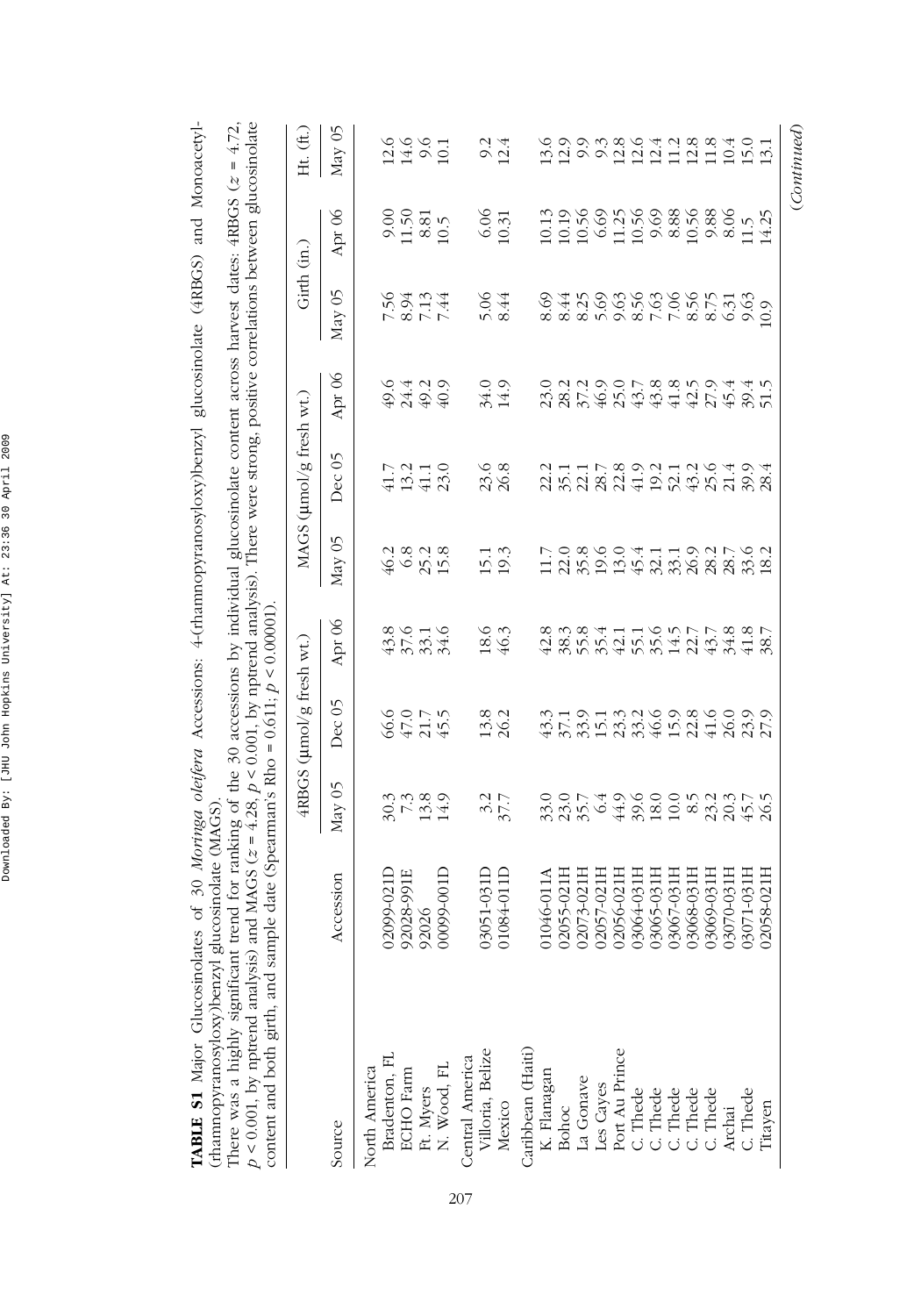**TABLE S1** Major Glucosinolates of 30 *Moringa oleifera* Accessions: 4-(rhamnopyranosyloxy)benzyl glucosinolate (4RBGS) and Monoacetyl-(rhamnopyranosyloxy)benzyl glucosinolate (MAGS).

There was a highly significant trend for ranking of the 30 accessions by individual glucosinolate content across harvest dates: 4RBGS ($z = 4.72$, $p < 0.001$, by nptrend analysis) and MAGS ($z = 4.28$, $p < 0.001$, by nptrend analysis). There were strong, positive correlations between glucosinolate content and both girth, and sample date (Spearman's Rho = 0.611; $p < 0.00001$).

| Source | Accession | 4RBGS (μmol/g fresh wt.) | | | MAGS (μmol/g fresh wt.) | | | Girth (in.) | | Ht. (ft.) |
|---|---|---|---|---|---|---|---|---|---|---|
| | | May 05 | Dec 05 | Apr 06 | May 05 | Dec 05 | Apr 06 | May 05 | Apr 06 | May 05 |
| North America | | | | | | | | | | |
| Bradenton, FL | 02099-021D | 30.3 | 66.6 | 43.8 | 46.2 | 41.7 | 49.6 | 7.56 | 9.00 | 12.6 |
| ECHO Farm | 92028-991E | 7.3 | 47.0 | 37.6 | 6.8 | 13.2 | 24.4 | 8.94 | 11.50 | 14.6 |
| Ft. Myers | 92026 | 13.8 | 21.7 | 33.1 | 25.2 | 41.1 | 49.2 | 7.13 | 8.81 | 9.6 |
| N. Wood, FL | 00099-001D | 14.9 | 45.5 | 34.6 | 15.8 | 23.0 | 40.9 | 7.44 | 10.5 | 10.1 |
| Central America | | | | | | | | | | |
| Villoria, Belize | 03051-031D | 3.2 | 13.8 | 18.6 | 15.1 | 23.6 | 34.0 | 5.06 | 6.06 | 9.2 |
| Mexico | 01084-011D | 37.7 | 26.2 | 46.3 | 19.3 | 26.8 | 14.9 | 8.44 | 10.31 | 12.4 |
| Caribbean (Haiti) | | | | | | | | | | |
| K. Flanagan | 01046-011A | 33.0 | 43.3 | 42.8 | 11.7 | 22.2 | 23.0 | 8.69 | 10.13 | 13.6 |
| Bohoc | 02055-021H | 23.0 | 37.1 | 38.3 | 22.0 | 35.1 | 28.2 | 8.44 | 10.19 | 12.9 |
| La Gonave | 02073-021H | 35.7 | 33.9 | 55.8 | 35.8 | 22.1 | 37.2 | 8.25 | 10.56 | 9.9 |
| Les Cayes | 02057-021H | 6.4 | 15.1 | 35.4 | 19.6 | 28.7 | 46.9 | 5.69 | 6.69 | 9.3 |
| Port Au Prince | 02056-021H | 44.9 | 23.3 | 42.1 | 13.0 | 22.8 | 25.0 | 9.63 | 11.25 | 12.8 |
| C. Thede | 03064-031H | 39.6 | 33.2 | 55.1 | 45.4 | 41.9 | 43.7 | 8.56 | 10.56 | 12.6 |
| C. Thede | 03065-031H | 18.0 | 46.6 | 35.6 | 32.1 | 19.2 | 43.8 | 7.63 | 9.69 | 12.4 |
| C. Thede | 03067-031H | 10.0 | 15.9 | 14.5 | 33.1 | 52.1 | 41.8 | 7.06 | 8.88 | 11.2 |
| C. Thede | 03068-031H | 8.5 | 22.8 | 22.7 | 26.9 | 43.2 | 42.5 | 8.56 | 10.56 | 12.8 |
| C. Thede | 03069-031H | 23.2 | 41.6 | 43.7 | 28.2 | 25.6 | 27.9 | 8.75 | 9.88 | 11.8 |
| Archai | 03070-031H | 20.3 | 26.0 | 34.8 | 28.7 | 21.4 | 45.4 | 6.31 | 8.06 | 10.4 |
| C. Thede | 03071-031H | 45.7 | 23.9 | 41.8 | 33.6 | 39.9 | 39.4 | 9.63 | 11.5 | 15.0 |
| Titayen | 02058-021H | 26.5 | 27.9 | 38.7 | 18.2 | 28.4 | 51.5 | 10.9 | 14.25 | 13.1 |

*(Continued)*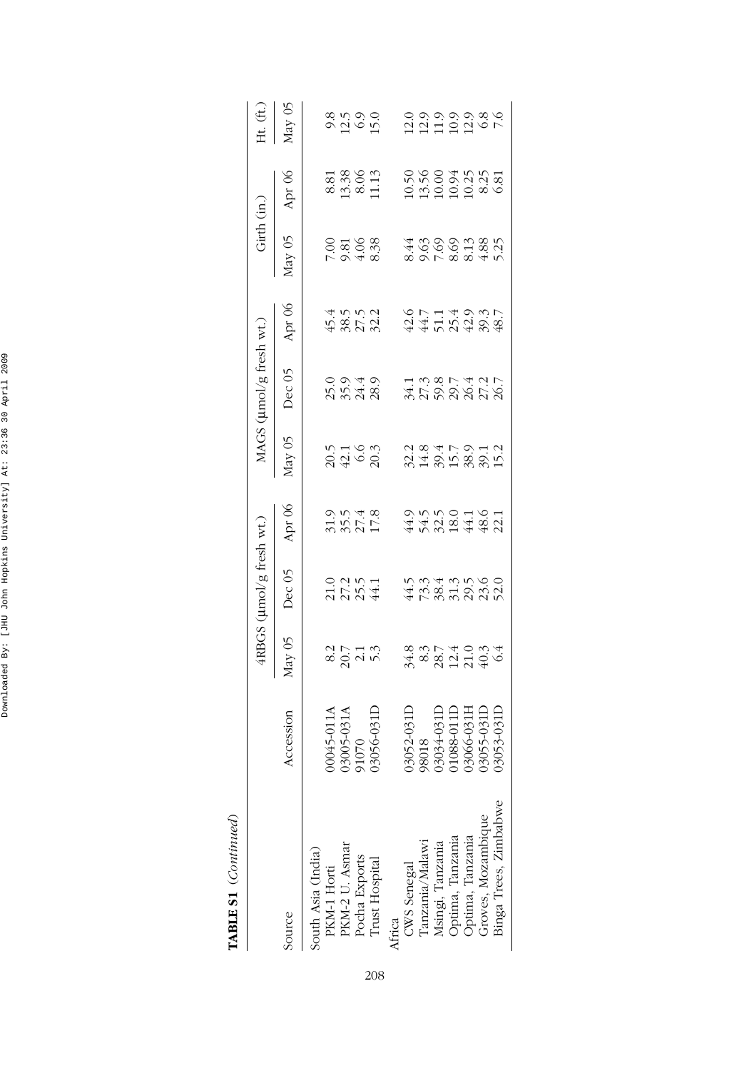**TABLE S1** (*Continued*)

| Source | Accession | 4RBGS (μmol/g fresh wt.) | | | MAGS (μmol/g fresh wt.) | | | Girth (in.) | | Ht. (ft.) |
|---|---|---|---|---|---|---|---|---|---|---|
| | | May 05 | Dec 05 | Apr 06 | May 05 | Dec 05 | Apr 06 | May 05 | Apr 06 | May 05 |
| South Asia (India) | | | | | | | | | | |
| PKM-1 Horti | 00045-011A | 8.2 | 21.0 | 31.9 | 20.5 | 25.0 | 45.4 | 7.00 | 8.81 | 9.8 |
| PKM-2 U. Asmar | 03005-031A | 20.7 | 27.2 | 35.5 | 42.1 | 35.9 | 38.5 | 9.81 | 13.38 | 12.5 |
| Pocha Exports | 91070 | 2.1 | 25.5 | 27.4 | 6.6 | 24.4 | 27.5 | 4.06 | 8.06 | 6.9 |
| Trust Hospital | 03056-031D | 5.3 | 44.1 | 17.8 | 20.3 | 28.9 | 32.2 | 8.38 | 11.13 | 15.0 |
| Africa | | | | | | | | | | |
| CWS Senegal | 03052-031D | 34.8 | 44.5 | 44.9 | 32.2 | 34.1 | 42.6 | 8.44 | 10.50 | 12.0 |
| Tanzania/Malawi | 98018 | 8.3 | 73.3 | 54.5 | 14.8 | 27.3 | 44.7 | 9.63 | 13.56 | 12.9 |
| Msingi, Tanzania | 03034-031D | 28.7 | 38.4 | 32.5 | 39.4 | 59.8 | 51.1 | 7.69 | 10.00 | 11.9 |
| Optima, Tanzania | 01088-011D | 12.4 | 31.3 | 18.0 | 15.7 | 29.7 | 25.4 | 8.69 | 10.94 | 10.9 |
| Optima, Tanzania | 03066-031H | 21.0 | 29.5 | 44.1 | 38.9 | 26.4 | 42.9 | 8.13 | 10.25 | 12.9 |
| Groves, Mozambique | 03055-031D | 40.3 | 23.6 | 48.6 | 39.1 | 27.2 | 39.3 | 4.88 | 8.25 | 6.8 |
| Binga Trees, Zimbabwe | 03053-031D | 6.4 | 52.0 | 22.1 | 15.2 | 26.7 | 48.7 | 5.25 | 6.81 | 7.6 |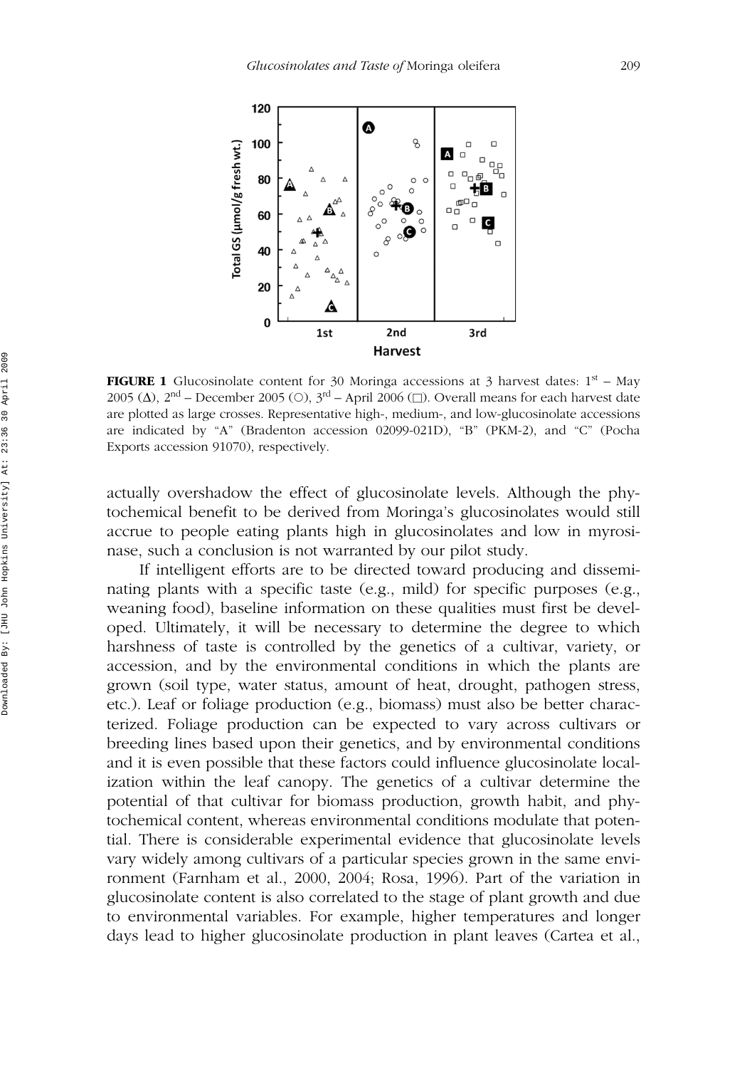**FIGURE 1** Glucosinolate content for 30 Moringa accessions at 3 harvest dates: 1st – May 2005 (Δ), 2nd – December 2005 (○), 3rd – April 2006 (□). Overall means for each harvest date are plotted as large crosses. Representative high-, medium-, and low-glucosinolate accessions are indicated by "A" (Bradenton accession 02099-021D), "B" (PKM-2), and "C" (Pocha Exports accession 91070), respectively.

actually overshadow the effect of glucosinolate levels. Although the phytochemical benefit to be derived from Moringa's glucosinolates would still accrue to people eating plants high in glucosinolates and low in myrosinase, such a conclusion is not warranted by our pilot study.

If intelligent efforts are to be directed toward producing and disseminating plants with a specific taste (e.g., mild) for specific purposes (e.g., weaning food), baseline information on these qualities must first be developed. Ultimately, it will be necessary to determine the degree to which harshness of taste is controlled by the genetics of a cultivar, variety, or accession, and by the environmental conditions in which the plants are grown (soil type, water status, amount of heat, drought, pathogen stress, etc.). Leaf or foliage production (e.g., biomass) must also be better characterized. Foliage production can be expected to vary across cultivars or breeding lines based upon their genetics, and by environmental conditions and it is even possible that these factors could influence glucosinolate localization within the leaf canopy. The genetics of a cultivar determine the potential of that cultivar for biomass production, growth habit, and phytochemical content, whereas environmental conditions modulate that potential. There is considerable experimental evidence that glucosinolate levels vary widely among cultivars of a particular species grown in the same environment (Farnham et al., 2000, 2004; Rosa, 1996). Part of the variation in glucosinolate content is also correlated to the stage of plant growth and due to environmental variables. For example, higher temperatures and longer days lead to higher glucosinolate production in plant leaves (Cartea et al.,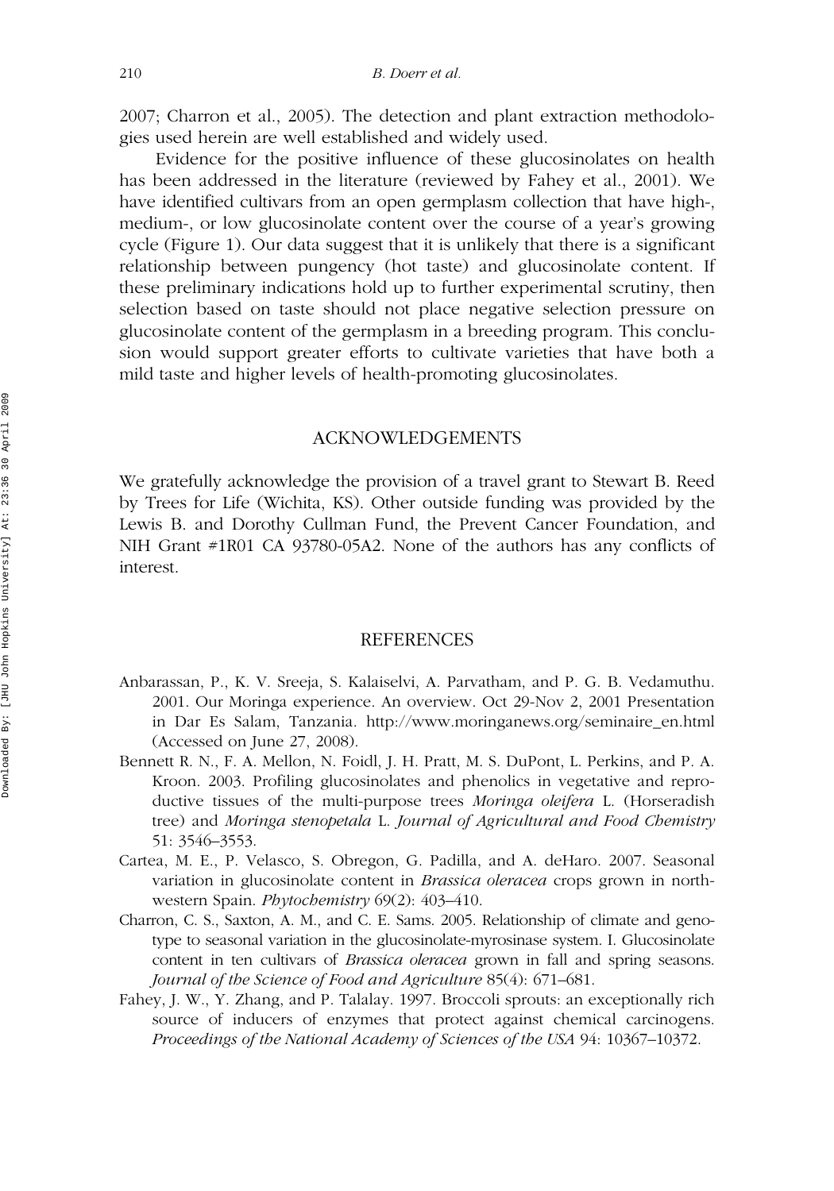2007; Charron et al., 2005). The detection and plant extraction methodologies used herein are well established and widely used.

Evidence for the positive influence of these glucosinolates on health has been addressed in the literature (reviewed by Fahey et al., 2001). We have identified cultivars from an open germplasm collection that have high-, medium-, or low glucosinolate content over the course of a year's growing cycle (Figure 1). Our data suggest that it is unlikely that there is a significant relationship between pungency (hot taste) and glucosinolate content. If these preliminary indications hold up to further experimental scrutiny, then selection based on taste should not place negative selection pressure on glucosinolate content of the germplasm in a breeding program. This conclusion would support greater efforts to cultivate varieties that have both a mild taste and higher levels of health-promoting glucosinolates.

## ACKNOWLEDGEMENTS

We gratefully acknowledge the provision of a travel grant to Stewart B. Reed by Trees for Life (Wichita, KS). Other outside funding was provided by the Lewis B. and Dorothy Cullman Fund, the Prevent Cancer Foundation, and NIH Grant #1R01 CA 93780-05A2. None of the authors has any conflicts of interest.

## REFERENCES

Anbarassan, P., K. V. Sreeja, S. Kalaiselvi, A. Parvatham, and P. G. B. Vedamuthu. 2001. Our Moringa experience. An overview. Oct 29-Nov 2, 2001 Presentation in Dar Es Salam, Tanzania. http://www.moringanews.org/seminaire_en.html (Accessed on June 27, 2008).

Bennett R. N., F. A. Mellon, N. Foidl, J. H. Pratt, M. S. DuPont, L. Perkins, and P. A. Kroon. 2003. Profiling glucosinolates and phenolics in vegetative and reproductive tissues of the multi-purpose trees *Moringa oleifera* L. (Horseradish tree) and *Moringa stenopetala* L. *Journal of Agricultural and Food Chemistry* 51: 3546–3553.

Cartea, M. E., P. Velasco, S. Obregon, G. Padilla, and A. deHaro. 2007. Seasonal variation in glucosinolate content in *Brassica oleracea* crops grown in northwestern Spain. *Phytochemistry* 69(2): 403–410.

Charron, C. S., Saxton, A. M., and C. E. Sams. 2005. Relationship of climate and genotype to seasonal variation in the glucosinolate-myrosinase system. I. Glucosinolate content in ten cultivars of *Brassica oleracea* grown in fall and spring seasons. *Journal of the Science of Food and Agriculture* 85(4): 671–681.

Fahey, J. W., Y. Zhang, and P. Talalay. 1997. Broccoli sprouts: an exceptionally rich source of inducers of enzymes that protect against chemical carcinogens. *Proceedings of the National Academy of Sciences of the USA* 94: 10367–10372.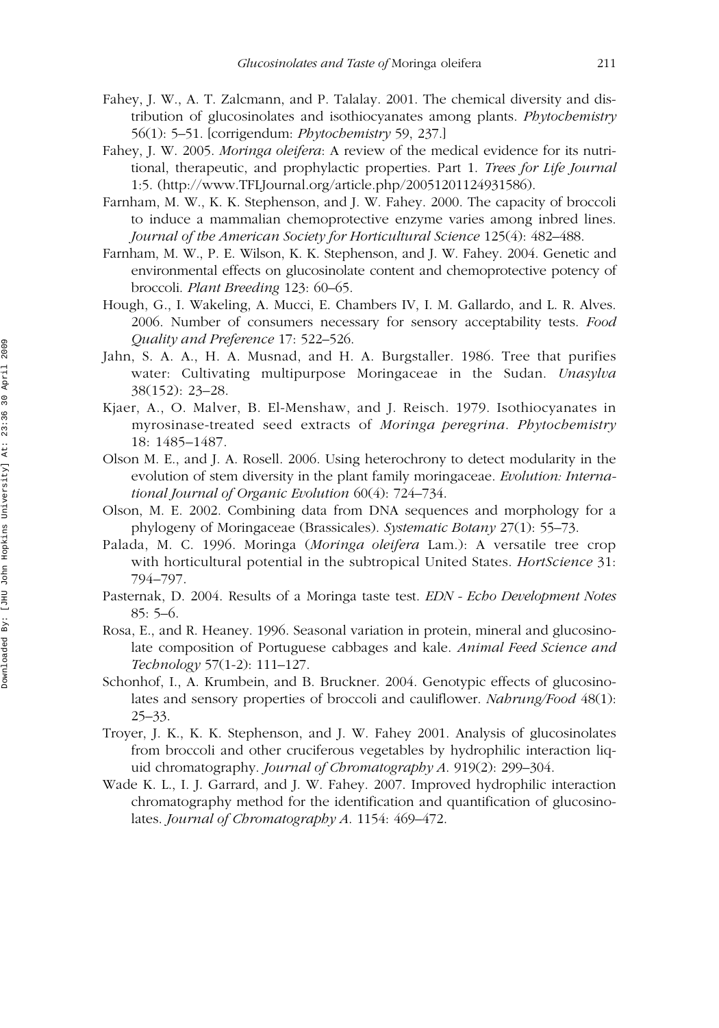Fahey, J. W., A. T. Zalcmann, and P. Talalay. 2001. The chemical diversity and distribution of glucosinolates and isothiocyanates among plants. *Phytochemistry* 56(1): 5–51. [corrigendum: *Phytochemistry* 59, 237.]

Fahey, J. W. 2005. *Moringa oleifera*: A review of the medical evidence for its nutritional, therapeutic, and prophylactic properties. Part 1. *Trees for Life Journal* 1:5. (http://www.TFLJournal.org/article.php/20051201124931586).

Farnham, M. W., K. K. Stephenson, and J. W. Fahey. 2000. The capacity of broccoli to induce a mammalian chemoprotective enzyme varies among inbred lines. *Journal of the American Society for Horticultural Science* 125(4): 482–488.

Farnham, M. W., P. E. Wilson, K. K. Stephenson, and J. W. Fahey. 2004. Genetic and environmental effects on glucosinolate content and chemoprotective potency of broccoli. *Plant Breeding* 123: 60–65.

Hough, G., I. Wakeling, A. Mucci, E. Chambers IV, I. M. Gallardo, and L. R. Alves. 2006. Number of consumers necessary for sensory acceptability tests. *Food Quality and Preference* 17: 522–526.

Jahn, S. A. A., H. A. Musnad, and H. A. Burgstaller. 1986. Tree that purifies water: Cultivating multipurpose Moringaceae in the Sudan. *Unasylva* 38(152): 23–28.

Kjaer, A., O. Malver, B. El-Menshaw, and J. Reisch. 1979. Isothiocyanates in myrosinase-treated seed extracts of *Moringa peregrina*. *Phytochemistry* 18: 1485–1487.

Olson M. E., and J. A. Rosell. 2006. Using heterochrony to detect modularity in the evolution of stem diversity in the plant family moringaceae. *Evolution: International Journal of Organic Evolution* 60(4): 724–734.

Olson, M. E. 2002. Combining data from DNA sequences and morphology for a phylogeny of Moringaceae (Brassicales). *Systematic Botany* 27(1): 55–73.

Palada, M. C. 1996. Moringa (*Moringa oleifera* Lam.): A versatile tree crop with horticultural potential in the subtropical United States. *HortScience* 31: 794–797.

Pasternak, D. 2004. Results of a Moringa taste test. *EDN - Echo Development Notes* 85: 5–6.

Rosa, E., and R. Heaney. 1996. Seasonal variation in protein, mineral and glucosinolate composition of Portuguese cabbages and kale. *Animal Feed Science and Technology* 57(1-2): 111–127.

Schonhof, I., A. Krumbein, and B. Bruckner. 2004. Genotypic effects of glucosinolates and sensory properties of broccoli and cauliflower. *Nahrung/Food* 48(1): 25–33.

Troyer, J. K., K. K. Stephenson, and J. W. Fahey 2001. Analysis of glucosinolates from broccoli and other cruciferous vegetables by hydrophilic interaction liquid chromatography. *Journal of Chromatography A.* 919(2): 299–304.

Wade K. L., I. J. Garrard, and J. W. Fahey. 2007. Improved hydrophilic interaction chromatography method for the identification and quantification of glucosinolates. *Journal of Chromatography A.* 1154: 469–472.